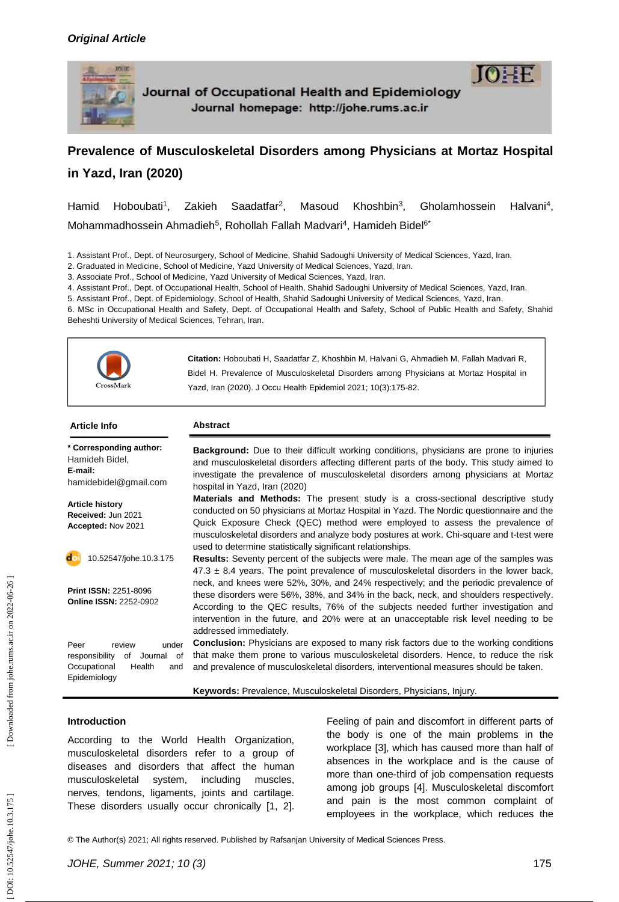*Original Article*

Journal of Occupational Health and Epidemiology
Journal homepage: http://johe.rums.ac.ir

# Prevalence of Musculoskeletal Disorders among Physicians at Mortaz Hospital in Yazd, Iran (2020)

Hamid Hoboubati[1], Zakieh Saadatfar[2], Masoud Khoshbin[3], Gholamhossein Halvani[4], Mohammadhossein Ahmadieh[5], Rohollah Fallah Madvari[4], Hamideh Bidel[6*]

1. Assistant Prof., Dept. of Neurosurgery, School of Medicine, Shahid Sadoughi University of Medical Sciences, Yazd, Iran.
2. Graduated in Medicine, School of Medicine, Yazd University of Medical Sciences, Yazd, Iran.
3. Associate Prof., School of Medicine, Yazd University of Medical Sciences, Yazd, Iran.
4. Assistant Prof., Dept. of Occupational Health, School of Health, Shahid Sadoughi University of Medical Sciences, Yazd, Iran.
5. Assistant Prof., Dept. of Epidemiology, School of Health, Shahid Sadoughi University of Medical Sciences, Yazd, Iran.
6. MSc in Occupational Health and Safety, Dept. of Occupational Health and Safety, School of Public Health and Safety, Shahid Beheshti University of Medical Sciences, Tehran, Iran.

**Citation:** Hoboubati H, Saadatfar Z, Khoshbin M, Halvani G, Ahmadieh M, Fallah Madvari R, Bidel H. Prevalence of Musculoskeletal Disorders among Physicians at Mortaz Hospital in Yazd, Iran (2020). J Occu Health Epidemiol 2021; 10(3):175-82.

**Article Info**

**\* Corresponding author:**
Hamideh Bidel,
**E-mail:**
hamidebidel@gmail.com

**Article history**
**Received:** Jun 2021
**Accepted:** Nov 2021

10.52547/johe.10.3.175

**Print ISSN:** 2251-8096
**Online ISSN:** 2252-0902

Peer review under responsibility of Journal of Occupational Health and Epidemiology

**Abstract**

**Background:** Due to their difficult working conditions, physicians are prone to injuries and musculoskeletal disorders affecting different parts of the body. This study aimed to investigate the prevalence of musculoskeletal disorders among physicians at Mortaz hospital in Yazd, Iran (2020)

**Materials and Methods:** The present study is a cross-sectional descriptive study conducted on 50 physicians at Mortaz Hospital in Yazd. The Nordic questionnaire and the Quick Exposure Check (QEC) method were employed to assess the prevalence of musculoskeletal disorders and analyze body postures at work. Chi-square and t-test were used to determine statistically significant relationships.

**Results:** Seventy percent of the subjects were male. The mean age of the samples was $47.3 \pm 8.4$ years. The point prevalence of musculoskeletal disorders in the lower back, neck, and knees were 52%, 30%, and 24% respectively; and the periodic prevalence of these disorders were 56%, 38%, and 34% in the back, neck, and shoulders respectively. According to the QEC results, 76% of the subjects needed further investigation and intervention in the future, and 20% were at an unacceptable risk level needing to be addressed immediately.

**Conclusion:** Physicians are exposed to many risk factors due to the working conditions that make them prone to various musculoskeletal disorders. Hence, to reduce the risk and prevalence of musculoskeletal disorders, interventional measures should be taken.

**Keywords:** Prevalence, Musculoskeletal Disorders, Physicians, Injury.

## Introduction

According to the World Health Organization, musculoskeletal disorders refer to a group of diseases and disorders that affect the human musculoskeletal system, including muscles, nerves, tendons, ligaments, joints and cartilage. These disorders usually occur chronically [1, 2]. Feeling of pain and discomfort in different parts of the body is one of the main problems in the workplace [3], which has caused more than half of absences in the workplace and is the cause of more than one-third of job compensation requests among job groups [4]. Musculoskeletal discomfort and pain is the most common complaint of employees in the workplace, which reduces the

© The Author(s) 2021; All rights reserved. Published by Rafsanjan University of Medical Sciences Press.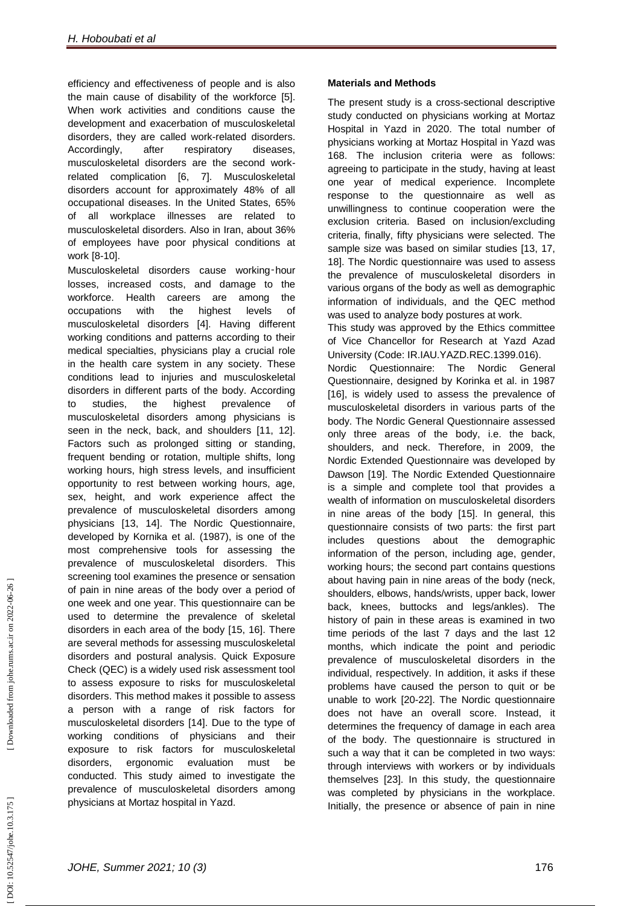efficiency and effectiveness of people and is also the main cause of disability of the workforce [5]. When work activities and conditions cause the development and exacerbation of musculoskeletal disorders, they are called work-related disorders. Accordingly, after respiratory diseases, musculoskeletal disorders are the second work-related complication [6, 7]. Musculoskeletal disorders account for approximately 48% of all occupational diseases. In the United States, 65% of all workplace illnesses are related to musculoskeletal disorders. Also in Iran, about 36% of employees have poor physical conditions at work [8-10].

Musculoskeletal disorders cause working-hour losses, increased costs, and damage to the workforce. Health careers are among the occupations with the highest levels of musculoskeletal disorders [4]. Having different working conditions and patterns according to their medical specialties, physicians play a crucial role in the health care system in any society. These conditions lead to injuries and musculoskeletal disorders in different parts of the body. According to studies, the highest prevalence of musculoskeletal disorders among physicians is seen in the neck, back, and shoulders [11, 12]. Factors such as prolonged sitting or standing, frequent bending or rotation, multiple shifts, long working hours, high stress levels, and insufficient opportunity to rest between working hours, age, sex, height, and work experience affect the prevalence of musculoskeletal disorders among physicians [13, 14]. The Nordic Questionnaire, developed by Kornika et al. (1987), is one of the most comprehensive tools for assessing the prevalence of musculoskeletal disorders. This screening tool examines the presence or sensation of pain in nine areas of the body over a period of one week and one year. This questionnaire can be used to determine the prevalence of skeletal disorders in each area of the body [15, 16]. There are several methods for assessing musculoskeletal disorders and postural analysis. Quick Exposure Check (QEC) is a widely used risk assessment tool to assess exposure to risks for musculoskeletal disorders. This method makes it possible to assess a person with a range of risk factors for musculoskeletal disorders [14]. Due to the type of working conditions of physicians and their exposure to risk factors for musculoskeletal disorders, ergonomic evaluation must be conducted. This study aimed to investigate the prevalence of musculoskeletal disorders among physicians at Mortaz hospital in Yazd.

**Materials and Methods**

The present study is a cross-sectional descriptive study conducted on physicians working at Mortaz Hospital in Yazd in 2020. The total number of physicians working at Mortaz Hospital in Yazd was 168. The inclusion criteria were as follows: agreeing to participate in the study, having at least one year of medical experience. Incomplete response to the questionnaire as well as unwillingness to continue cooperation were the exclusion criteria. Based on inclusion/excluding criteria, finally, fifty physicians were selected. The sample size was based on similar studies [13, 17, 18]. The Nordic questionnaire was used to assess the prevalence of musculoskeletal disorders in various organs of the body as well as demographic information of individuals, and the QEC method was used to analyze body postures at work.

This study was approved by the Ethics committee of Vice Chancellor for Research at Yazd Azad University (Code: IR.IAU.YAZD.REC.1399.016).

Nordic Questionnaire: The Nordic General Questionnaire, designed by Korinka et al. in 1987 [16], is widely used to assess the prevalence of musculoskeletal disorders in various parts of the body. The Nordic General Questionnaire assessed only three areas of the body, i.e. the back, shoulders, and neck. Therefore, in 2009, the Nordic Extended Questionnaire was developed by Dawson [19]. The Nordic Extended Questionnaire is a simple and complete tool that provides a wealth of information on musculoskeletal disorders in nine areas of the body [15]. In general, this questionnaire consists of two parts: the first part includes questions about the demographic information of the person, including age, gender, working hours; the second part contains questions about having pain in nine areas of the body (neck, shoulders, elbows, hands/wrists, upper back, lower back, knees, buttocks and legs/ankles). The history of pain in these areas is examined in two time periods of the last 7 days and the last 12 months, which indicate the point and periodic prevalence of musculoskeletal disorders in the individual, respectively. In addition, it asks if these problems have caused the person to quit or be unable to work [20-22]. The Nordic questionnaire does not have an overall score. Instead, it determines the frequency of damage in each area of the body. The questionnaire is structured in such a way that it can be completed in two ways: through interviews with workers or by individuals themselves [23]. In this study, the questionnaire was completed by physicians in the workplace. Initially, the presence or absence of pain in nine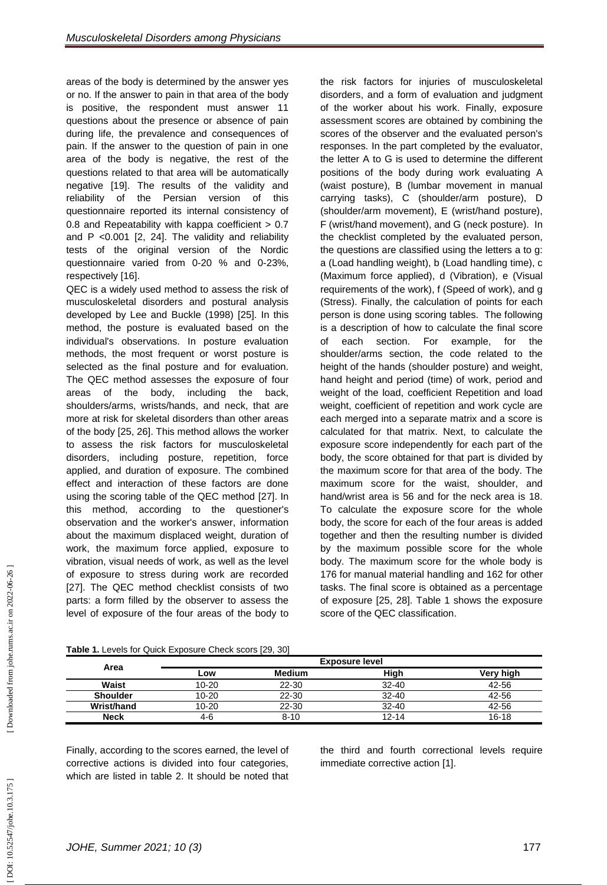areas of the body is determined by the answer yes or no. If the answer to pain in that area of the body is positive, the respondent must answer 11 questions about the presence or absence of pain during life, the prevalence and consequences of pain. If the answer to the question of pain in one area of the body is negative, the rest of the questions related to that area will be automatically negative [19]. The results of the validity and reliability of the Persian version of this questionnaire reported its internal consistency of 0.8 and Repeatability with kappa coefficient > 0.7 and P <0.001 [2, 24]. The validity and reliability tests of the original version of the Nordic questionnaire varied from 0-20 % and 0-23%, respectively [16].

QEC is a widely used method to assess the risk of musculoskeletal disorders and postural analysis developed by Lee and Buckle (1998) [25]. In this method, the posture is evaluated based on the individual's observations. In posture evaluation methods, the most frequent or worst posture is selected as the final posture and for evaluation. The QEC method assesses the exposure of four areas of the body, including the back, shoulders/arms, wrists/hands, and neck, that are more at risk for skeletal disorders than other areas of the body [25, 26]. This method allows the worker to assess the risk factors for musculoskeletal disorders, including posture, repetition, force applied, and duration of exposure. The combined effect and interaction of these factors are done using the scoring table of the QEC method [27]. In this method, according to the questioner's observation and the worker's answer, information about the maximum displaced weight, duration of work, the maximum force applied, exposure to vibration, visual needs of work, as well as the level of exposure to stress during work are recorded [27]. The QEC method checklist consists of two parts: a form filled by the observer to assess the level of exposure of the four areas of the body to the risk factors for injuries of musculoskeletal disorders, and a form of evaluation and judgment of the worker about his work. Finally, exposure assessment scores are obtained by combining the scores of the observer and the evaluated person's responses. In the part completed by the evaluator, the letter A to G is used to determine the different positions of the body during work evaluating A (waist posture), B (lumbar movement in manual carrying tasks), C (shoulder/arm posture), D (shoulder/arm movement), E (wrist/hand posture), F (wrist/hand movement), and G (neck posture). In the checklist completed by the evaluated person, the questions are classified using the letters a to g: a (Load handling weight), b (Load handling time), c (Maximum force applied), d (Vibration), e (Visual requirements of the work), f (Speed of work), and g (Stress). Finally, the calculation of points for each person is done using scoring tables. The following is a description of how to calculate the final score of each section. For example, for the shoulder/arms section, the code related to the height of the hands (shoulder posture) and weight, hand height and period (time) of work, period and weight of the load, coefficient Repetition and load weight, coefficient of repetition and work cycle are each merged into a separate matrix and a score is calculated for that matrix. Next, to calculate the exposure score independently for each part of the body, the score obtained for that part is divided by the maximum score for that area of the body. The maximum score for the waist, shoulder, and hand/wrist area is 56 and for the neck area is 18. To calculate the exposure score for the whole body, the score for each of the four areas is added together and then the resulting number is divided by the maximum possible score for the whole body. The maximum score for the whole body is 176 for manual material handling and 162 for other tasks. The final score is obtained as a percentage of exposure [25, 28]. Table 1 shows the exposure score of the QEC classification.

**Table 1.** Levels for Quick Exposure Check scors [29, 30]

| Area | Exposure level | | | |
|---|---|---|---|---|
| | Low | Medium | High | Very high |
| Waist | 10-20 | 22-30 | 32-40 | 42-56 |
| Shoulder | 10-20 | 22-30 | 32-40 | 42-56 |
| Wrist/hand | 10-20 | 22-30 | 32-40 | 42-56 |
| Neck | 4-6 | 8-10 | 12-14 | 16-18 |

Finally, according to the scores earned, the level of corrective actions is divided into four categories, which are listed in table 2. It should be noted that the third and fourth correctional levels require immediate corrective action [1].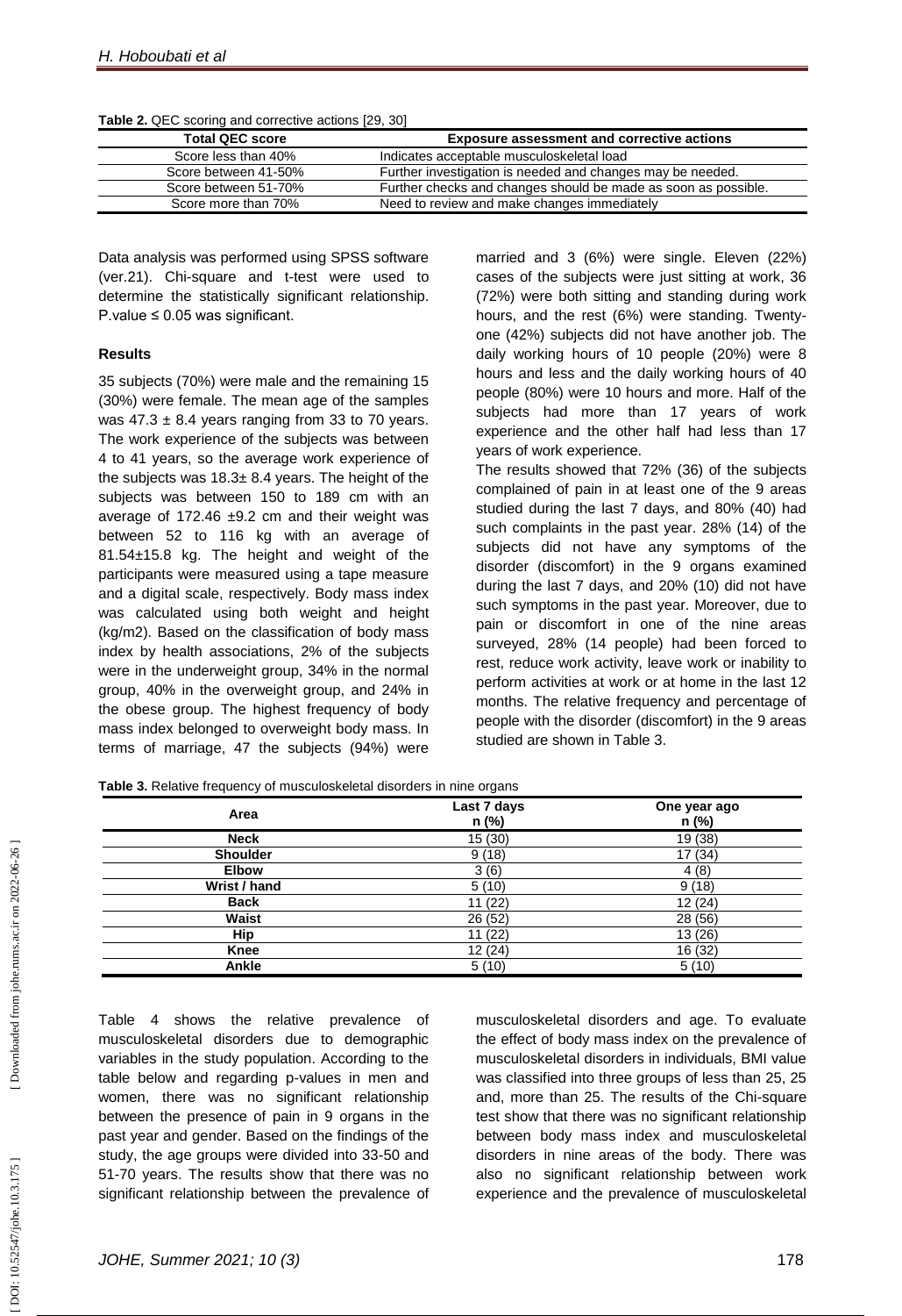**Table 2.** QEC scoring and corrective actions [29, 30]

| Total QEC score | Exposure assessment and corrective actions |
|---|---|
| Score less than 40% | Indicates acceptable musculoskeletal load |
| Score between 41-50% | Further investigation is needed and changes may be needed. |
| Score between 51-70% | Further checks and changes should be made as soon as possible. |
| Score more than 70% | Need to review and make changes immediately |

Data analysis was performed using SPSS software (ver.21). Chi-square and t-test were used to determine the statistically significant relationship. P.value ≤ 0.05 was significant.

### Results

35 subjects (70%) were male and the remaining 15 (30%) were female. The mean age of the samples was 47.3 ± 8.4 years ranging from 33 to 70 years. The work experience of the subjects was between 4 to 41 years, so the average work experience of the subjects was 18.3± 8.4 years. The height of the subjects was between 150 to 189 cm with an average of 172.46 ±9.2 cm and their weight was between 52 to 116 kg with an average of 81.54±15.8 kg. The height and weight of the participants were measured using a tape measure and a digital scale, respectively. Body mass index was calculated using both weight and height (kg/m2). Based on the classification of body mass index by health associations, 2% of the subjects were in the underweight group, 34% in the normal group, 40% in the overweight group, and 24% in the obese group. The highest frequency of body mass index belonged to overweight body mass. In terms of marriage, 47 the subjects (94%) were married and 3 (6%) were single. Eleven (22%) cases of the subjects were just sitting at work, 36 (72%) were both sitting and standing during work hours, and the rest (6%) were standing. Twenty-one (42%) subjects did not have another job. The daily working hours of 10 people (20%) were 8 hours and less and the daily working hours of 40 people (80%) were 10 hours and more. Half of the subjects had more than 17 years of work experience and the other half had less than 17 years of work experience.

The results showed that 72% (36) of the subjects complained of pain in at least one of the 9 areas studied during the last 7 days, and 80% (40) had such complaints in the past year. 28% (14) of the subjects did not have any symptoms of the disorder (discomfort) in the 9 organs examined during the last 7 days, and 20% (10) did not have such symptoms in the past year. Moreover, due to pain or discomfort in one of the nine areas surveyed, 28% (14 people) had been forced to rest, reduce work activity, leave work or inability to perform activities at work or at home in the last 12 months. The relative frequency and percentage of people with the disorder (discomfort) in the 9 areas studied are shown in Table 3.

**Table 3.** Relative frequency of musculoskeletal disorders in nine organs

| Area | Last 7 days n (%) | One year ago n (%) |
|---|---|---|
| **Neck** | 15 (30) | 19 (38) |
| **Shoulder** | 9 (18) | 17 (34) |
| **Elbow** | 3 (6) | 4 (8) |
| **Wrist / hand** | 5 (10) | 9 (18) |
| **Back** | 11 (22) | 12 (24) |
| **Waist** | 26 (52) | 28 (56) |
| **Hip** | 11 (22) | 13 (26) |
| **Knee** | 12 (24) | 16 (32) |
| **Ankle** | 5 (10) | 5 (10) |

Table 4 shows the relative prevalence of musculoskeletal disorders due to demographic variables in the study population. According to the table below and regarding p-values in men and women, there was no significant relationship between the presence of pain in 9 organs in the past year and gender. Based on the findings of the study, the age groups were divided into 33-50 and 51-70 years. The results show that there was no significant relationship between the prevalence of musculoskeletal disorders and age. To evaluate the effect of body mass index on the prevalence of musculoskeletal disorders in individuals, BMI value was classified into three groups of less than 25, 25 and, more than 25. The results of the Chi-square test show that there was no significant relationship between body mass index and musculoskeletal disorders in nine areas of the body. There was also no significant relationship between work experience and the prevalence of musculoskeletal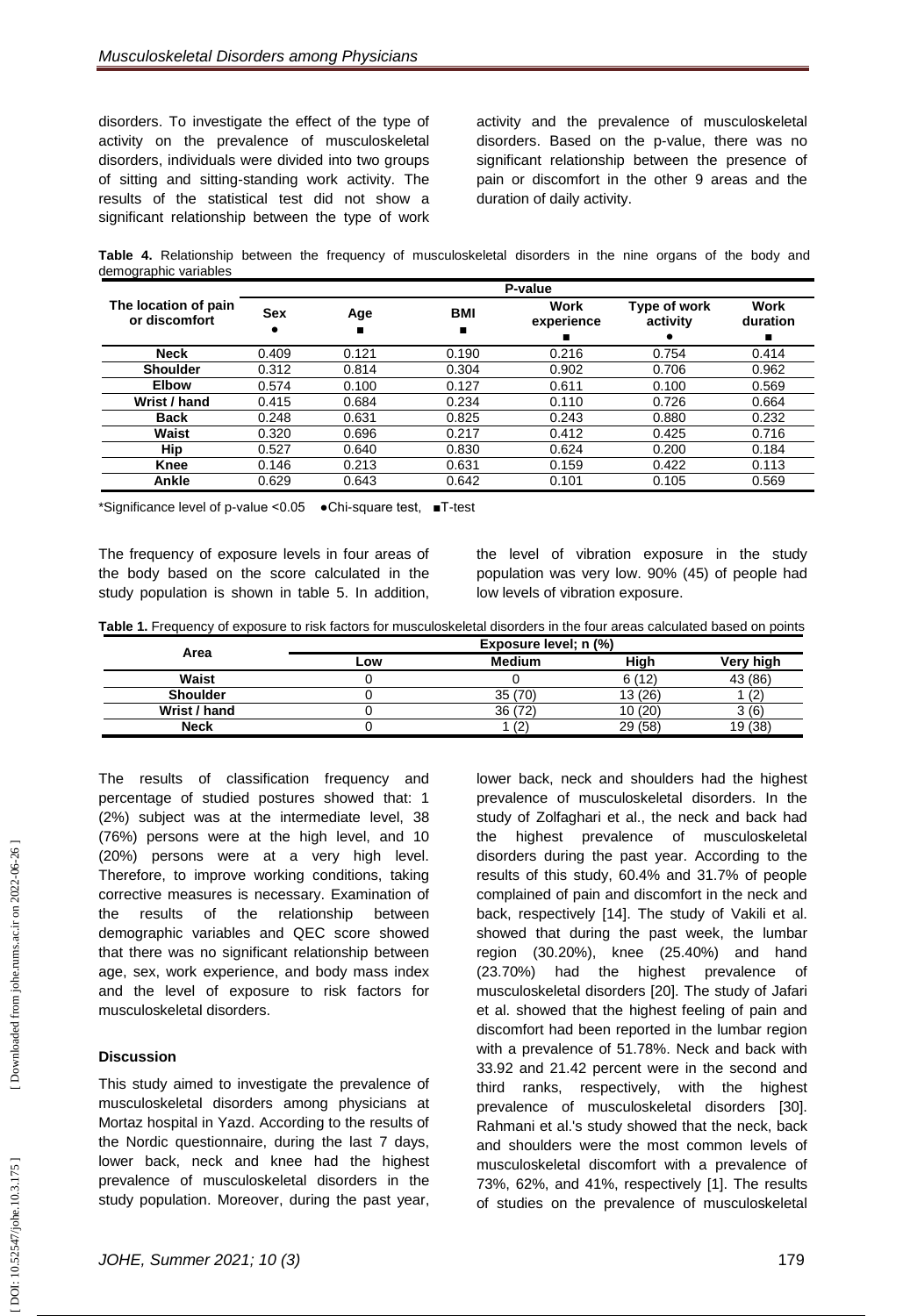disorders. To investigate the effect of the type of activity on the prevalence of musculoskeletal disorders, individuals were divided into two groups of sitting and sitting-standing work activity. The results of the statistical test did not show a significant relationship between the type of work activity and the prevalence of musculoskeletal disorders. Based on the p-value, there was no significant relationship between the presence of pain or discomfort in the other 9 areas and the duration of daily activity.

**Table 4.** Relationship between the frequency of musculoskeletal disorders in the nine organs of the body and demographic variables

| The location of pain or discomfort | P-value | | | | | |
|---|---|---|---|---|---|---|
| | Sex ● | Age ■ | BMI ■ | Work experience ■ | Type of work activity ● | Work duration ■ |
| **Neck** | 0.409 | 0.121 | 0.190 | 0.216 | 0.754 | 0.414 |
| **Shoulder** | 0.312 | 0.814 | 0.304 | 0.902 | 0.706 | 0.962 |
| **Elbow** | 0.574 | 0.100 | 0.127 | 0.611 | 0.100 | 0.569 |
| **Wrist / hand** | 0.415 | 0.684 | 0.234 | 0.110 | 0.726 | 0.664 |
| **Back** | 0.248 | 0.631 | 0.825 | 0.243 | 0.880 | 0.232 |
| **Waist** | 0.320 | 0.696 | 0.217 | 0.412 | 0.425 | 0.716 |
| **Hip** | 0.527 | 0.640 | 0.830 | 0.624 | 0.200 | 0.184 |
| **Knee** | 0.146 | 0.213 | 0.631 | 0.159 | 0.422 | 0.113 |
| **Ankle** | 0.629 | 0.643 | 0.642 | 0.101 | 0.105 | 0.569 |

*Significance level of p-value <0.05 ●Chi-square test, ■T-test

The frequency of exposure levels in four areas of the body based on the score calculated in the study population is shown in table 5. In addition, the level of vibration exposure in the study population was very low. 90% (45) of people had low levels of vibration exposure.

**Table 1.** Frequency of exposure to risk factors for musculoskeletal disorders in the four areas calculated based on points

| Area | Exposure level; n (%) | | | |
|---|---|---|---|---|
| | Low | Medium | High | Very high |
| **Waist** | 0 | 0 | 6 (12) | 43 (86) |
| **Shoulder** | 0 | 35 (70) | 13 (26) | 1 (2) |
| **Wrist / hand** | 0 | 36 (72) | 10 (20) | 3 (6) |
| **Neck** | 0 | 1 (2) | 29 (58) | 19 (38) |

The results of classification frequency and percentage of studied postures showed that: 1 (2%) subject was at the intermediate level, 38 (76%) persons were at the high level, and 10 (20%) persons were at a very high level. Therefore, to improve working conditions, taking corrective measures is necessary. Examination of the results of the relationship between demographic variables and QEC score showed that there was no significant relationship between age, sex, work experience, and body mass index and the level of exposure to risk factors for musculoskeletal disorders.

## Discussion

This study aimed to investigate the prevalence of musculoskeletal disorders among physicians at Mortaz hospital in Yazd. According to the results of the Nordic questionnaire, during the last 7 days, lower back, neck and knee had the highest prevalence of musculoskeletal disorders in the study population. Moreover, during the past year, lower back, neck and shoulders had the highest prevalence of musculoskeletal disorders. In the study of Zolfaghari et al., the neck and back had the highest prevalence of musculoskeletal disorders during the past year. According to the results of this study, 60.4% and 31.7% of people complained of pain and discomfort in the neck and back, respectively [14]. The study of Vakili et al. showed that during the past week, the lumbar region (30.20%), knee (25.40%) and hand (23.70%) had the highest prevalence of musculoskeletal disorders [20]. The study of Jafari et al. showed that the highest feeling of pain and discomfort had been reported in the lumbar region with a prevalence of 51.78%. Neck and back with 33.92 and 21.42 percent were in the second and third ranks, respectively, with the highest prevalence of musculoskeletal disorders [30]. Rahmani et al.'s study showed that the neck, back and shoulders were the most common levels of musculoskeletal discomfort with a prevalence of 73%, 62%, and 41%, respectively [1]. The results of studies on the prevalence of musculoskeletal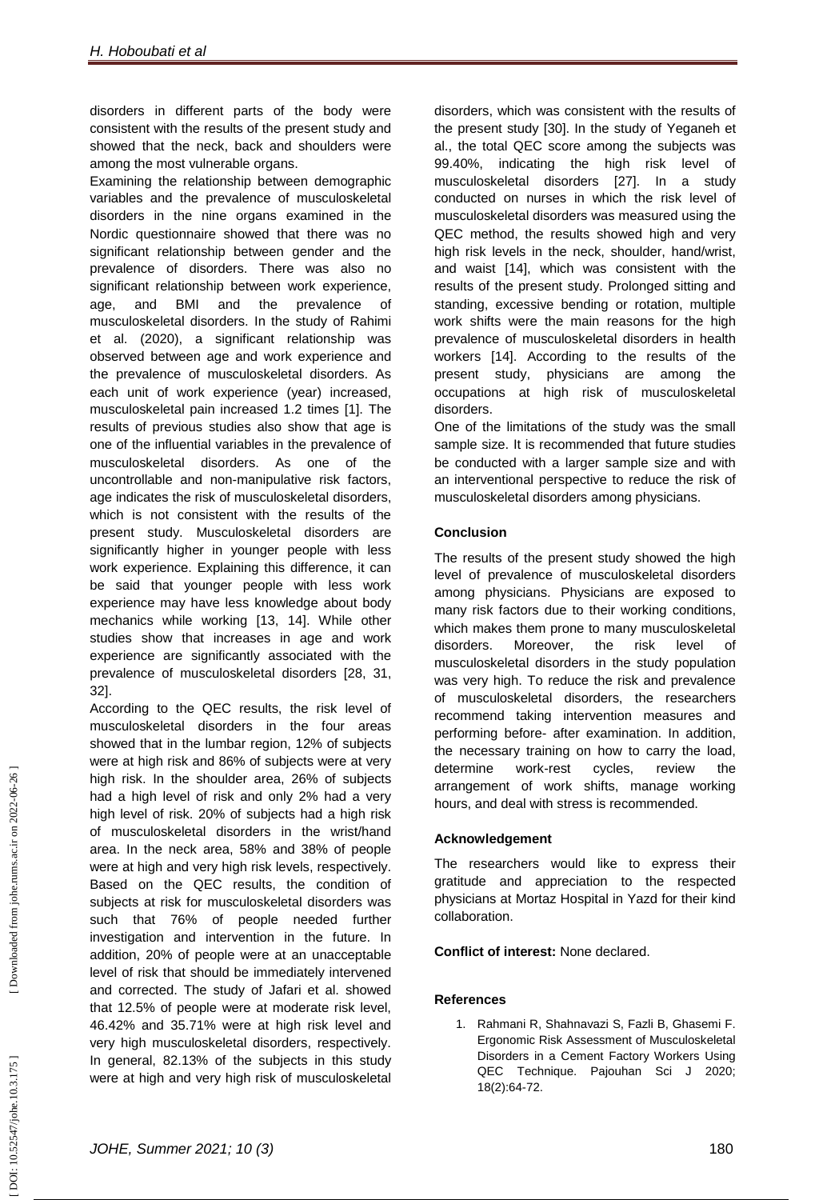disorders in different parts of the body were consistent with the results of the present study and showed that the neck, back and shoulders were among the most vulnerable organs.

Examining the relationship between demographic variables and the prevalence of musculoskeletal disorders in the nine organs examined in the Nordic questionnaire showed that there was no significant relationship between gender and the prevalence of disorders. There was also no significant relationship between work experience, age, and BMI and the prevalence of musculoskeletal disorders. In the study of Rahimi et al. (2020), a significant relationship was observed between age and work experience and the prevalence of musculoskeletal disorders. As each unit of work experience (year) increased, musculoskeletal pain increased 1.2 times [1]. The results of previous studies also show that age is one of the influential variables in the prevalence of musculoskeletal disorders. As one of the uncontrollable and non-manipulative risk factors, age indicates the risk of musculoskeletal disorders, which is not consistent with the results of the present study. Musculoskeletal disorders are significantly higher in younger people with less work experience. Explaining this difference, it can be said that younger people with less work experience may have less knowledge about body mechanics while working [13, 14]. While other studies show that increases in age and work experience are significantly associated with the prevalence of musculoskeletal disorders [28, 31, 32].

According to the QEC results, the risk level of musculoskeletal disorders in the four areas showed that in the lumbar region, 12% of subjects were at high risk and 86% of subjects were at very high risk. In the shoulder area, 26% of subjects had a high level of risk and only 2% had a very high level of risk. 20% of subjects had a high risk of musculoskeletal disorders in the wrist/hand area. In the neck area, 58% and 38% of people were at high and very high risk levels, respectively. Based on the QEC results, the condition of subjects at risk for musculoskeletal disorders was such that 76% of people needed further investigation and intervention in the future. In addition, 20% of people were at an unacceptable level of risk that should be immediately intervened and corrected. The study of Jafari et al. showed that 12.5% of people were at moderate risk level, 46.42% and 35.71% were at high risk level and very high musculoskeletal disorders, respectively. In general, 82.13% of the subjects in this study were at high and very high risk of musculoskeletal disorders, which was consistent with the results of the present study [30]. In the study of Yeganeh et al., the total QEC score among the subjects was 99.40%, indicating the high risk level of musculoskeletal disorders [27]. In a study conducted on nurses in which the risk level of musculoskeletal disorders was measured using the QEC method, the results showed high and very high risk levels in the neck, shoulder, hand/wrist, and waist [14], which was consistent with the results of the present study. Prolonged sitting and standing, excessive bending or rotation, multiple work shifts were the main reasons for the high prevalence of musculoskeletal disorders in health workers [14]. According to the results of the present study, physicians are among the occupations at high risk of musculoskeletal disorders.

One of the limitations of the study was the small sample size. It is recommended that future studies be conducted with a larger sample size and with an interventional perspective to reduce the risk of musculoskeletal disorders among physicians.

## Conclusion

The results of the present study showed the high level of prevalence of musculoskeletal disorders among physicians. Physicians are exposed to many risk factors due to their working conditions, which makes them prone to many musculoskeletal disorders. Moreover, the risk level of musculoskeletal disorders in the study population was very high. To reduce the risk and prevalence of musculoskeletal disorders, the researchers recommend taking intervention measures and performing before- after examination. In addition, the necessary training on how to carry the load, determine work-rest cycles, review the arrangement of work shifts, manage working hours, and deal with stress is recommended.

## Acknowledgement

The researchers would like to express their gratitude and appreciation to the respected physicians at Mortaz Hospital in Yazd for their kind collaboration.

**Conflict of interest:** None declared.

## References

1. Rahmani R, Shahnavazi S, Fazli B, Ghasemi F. Ergonomic Risk Assessment of Musculoskeletal Disorders in a Cement Factory Workers Using QEC Technique. Pajouhan Sci J 2020; 18(2):64-72.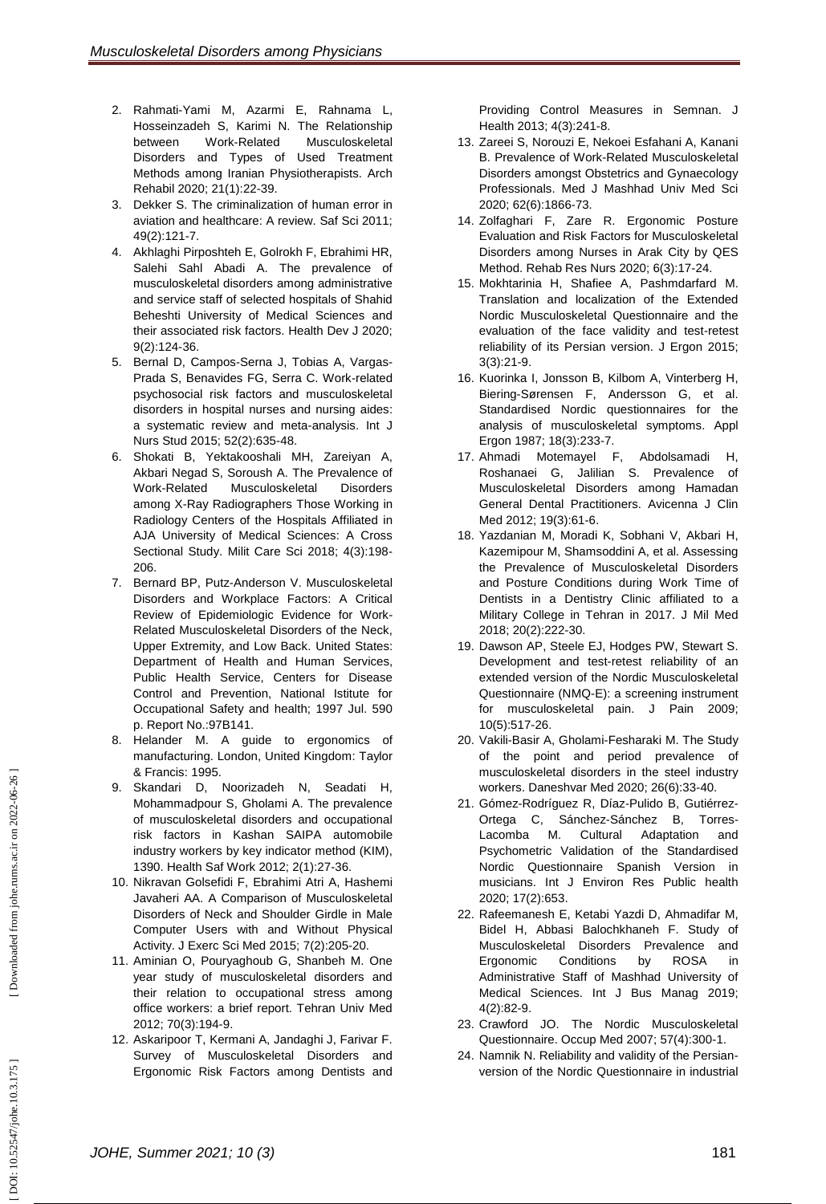2. Rahmati-Yami M, Azarmi E, Rahnama L, Hosseinzadeh S, Karimi N. The Relationship between Work-Related Musculoskeletal Disorders and Types of Used Treatment Methods among Iranian Physiotherapists. Arch Rehabil 2020; 21(1):22-39.
3. Dekker S. The criminalization of human error in aviation and healthcare: A review. Saf Sci 2011; 49(2):121-7.
4. Akhlaghi Pirposhteh E, Golrokh F, Ebrahimi HR, Salehi Sahl Abadi A. The prevalence of musculoskeletal disorders among administrative and service staff of selected hospitals of Shahid Beheshti University of Medical Sciences and their associated risk factors. Health Dev J 2020; 9(2):124-36.
5. Bernal D, Campos-Serna J, Tobias A, Vargas-Prada S, Benavides FG, Serra C. Work-related psychosocial risk factors and musculoskeletal disorders in hospital nurses and nursing aides: a systematic review and meta-analysis. Int J Nurs Stud 2015; 52(2):635-48.
6. Shokati B, Yektakooshali MH, Zareiyan A, Akbari Negad S, Soroush A. The Prevalence of Work-Related Musculoskeletal Disorders among X-Ray Radiographers Those Working in Radiology Centers of the Hospitals Affiliated in AJA University of Medical Sciences: A Cross Sectional Study. Milit Care Sci 2018; 4(3):198-206.
7. Bernard BP, Putz-Anderson V. Musculoskeletal Disorders and Workplace Factors: A Critical Review of Epidemiologic Evidence for Work-Related Musculoskeletal Disorders of the Neck, Upper Extremity, and Low Back. United States: Department of Health and Human Services, Public Health Service, Centers for Disease Control and Prevention, National Istitute for Occupational Safety and health; 1997 Jul. 590 p. Report No.:97B141.
8. Helander M. A guide to ergonomics of manufacturing. London, United Kingdom: Taylor & Francis: 1995.
9. Skandari D, Noorizadeh N, Seadati H, Mohammadpour S, Gholami A. The prevalence of musculoskeletal disorders and occupational risk factors in Kashan SAIPA automobile industry workers by key indicator method (KIM), 1390. Health Saf Work 2012; 2(1):27-36.
10. Nikravan Golsefidi F, Ebrahimi Atri A, Hashemi Javaheri AA. A Comparison of Musculoskeletal Disorders of Neck and Shoulder Girdle in Male Computer Users with and Without Physical Activity. J Exerc Sci Med 2015; 7(2):205-20.
11. Aminian O, Pouryaghoub G, Shanbeh M. One year study of musculoskeletal disorders and their relation to occupational stress among office workers: a brief report. Tehran Univ Med 2012; 70(3):194-9.
12. Askaripoor T, Kermani A, Jandaghi J, Farivar F. Survey of Musculoskeletal Disorders and Ergonomic Risk Factors among Dentists and Providing Control Measures in Semnan. J Health 2013; 4(3):241-8.
13. Zareei S, Norouzi E, Nekoei Esfahani A, Kanani B. Prevalence of Work-Related Musculoskeletal Disorders amongst Obstetrics and Gynaecology Professionals. Med J Mashhad Univ Med Sci 2020; 62(6):1866-73.
14. Zolfaghari F, Zare R. Ergonomic Posture Evaluation and Risk Factors for Musculoskeletal Disorders among Nurses in Arak City by QES Method. Rehab Res Nurs 2020; 6(3):17-24.
15. Mokhtarinia H, Shafiee A, Pashmdarfard M. Translation and localization of the Extended Nordic Musculoskeletal Questionnaire and the evaluation of the face validity and test-retest reliability of its Persian version. J Ergon 2015; 3(3):21-9.
16. Kuorinka I, Jonsson B, Kilbom A, Vinterberg H, Biering-Sørensen F, Andersson G, et al. Standardised Nordic questionnaires for the analysis of musculoskeletal symptoms. Appl Ergon 1987; 18(3):233-7.
17. Ahmadi Motemayel F, Abdolsamadi H, Roshanaei G, Jalilian S. Prevalence of Musculoskeletal Disorders among Hamadan General Dental Practitioners. Avicenna J Clin Med 2012; 19(3):61-6.
18. Yazdanian M, Moradi K, Sobhani V, Akbari H, Kazemipour M, Shamsoddini A, et al. Assessing the Prevalence of Musculoskeletal Disorders and Posture Conditions during Work Time of Dentists in a Dentistry Clinic affiliated to a Military College in Tehran in 2017. J Mil Med 2018; 20(2):222-30.
19. Dawson AP, Steele EJ, Hodges PW, Stewart S. Development and test-retest reliability of an extended version of the Nordic Musculoskeletal Questionnaire (NMQ-E): a screening instrument for musculoskeletal pain. J Pain 2009; 10(5):517-26.
20. Vakili-Basir A, Gholami-Fesharaki M. The Study of the point and period prevalence of musculoskeletal disorders in the steel industry workers. Daneshvar Med 2020; 26(6):33-40.
21. Gómez-Rodríguez R, Díaz-Pulido B, Gutiérrez-Ortega C, Sánchez-Sánchez B, Torres-Lacomba M. Cultural Adaptation and Psychometric Validation of the Standardised Nordic Questionnaire Spanish Version in musicians. Int J Environ Res Public health 2020; 17(2):653.
22. Rafeemanesh E, Ketabi Yazdi D, Ahmadifar M, Bidel H, Abbasi Balochkhaneh F. Study of Musculoskeletal Disorders Prevalence and Ergonomic Conditions by ROSA in Administrative Staff of Mashhad University of Medical Sciences. Int J Bus Manag 2019; 4(2):82-9.
23. Crawford JO. The Nordic Musculoskeletal Questionnaire. Occup Med 2007; 57(4):300-1.
24. Namnik N. Reliability and validity of the Persian-version of the Nordic Questionnaire in industrial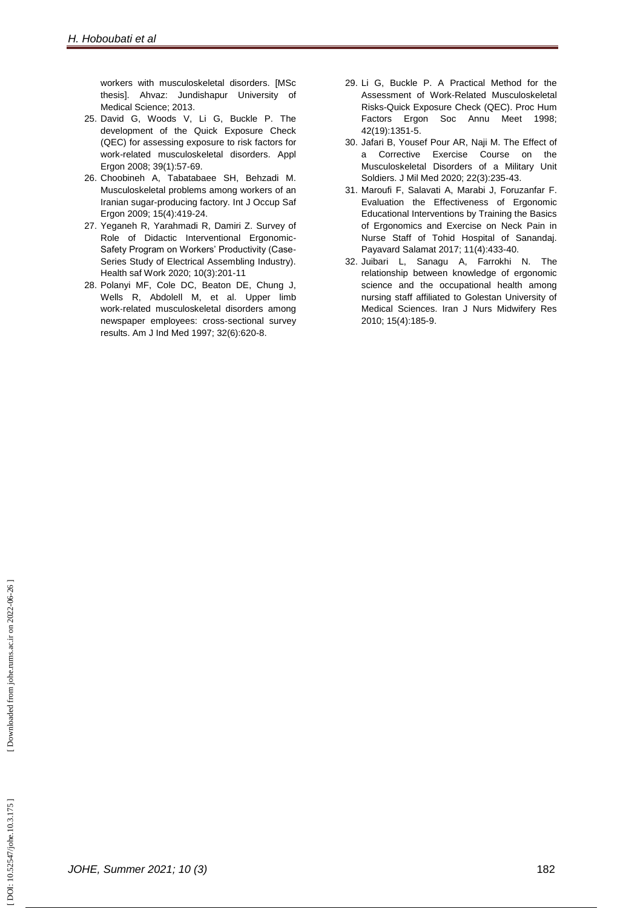workers with musculoskeletal disorders. [MSc thesis]. Ahvaz: Jundishapur University of Medical Science; 2013.

25. David G, Woods V, Li G, Buckle P. The development of the Quick Exposure Check (QEC) for assessing exposure to risk factors for work-related musculoskeletal disorders. Appl Ergon 2008; 39(1):57-69.
26. Choobineh A, Tabatabaee SH, Behzadi M. Musculoskeletal problems among workers of an Iranian sugar-producing factory. Int J Occup Saf Ergon 2009; 15(4):419-24.
27. Yeganeh R, Yarahmadi R, Damiri Z. Survey of Role of Didactic Interventional Ergonomic-Safety Program on Workers' Productivity (Case-Series Study of Electrical Assembling Industry). Health saf Work 2020; 10(3):201-11
28. Polanyi MF, Cole DC, Beaton DE, Chung J, Wells R, Abdolell M, et al. Upper limb work-related musculoskeletal disorders among newspaper employees: cross-sectional survey results. Am J Ind Med 1997; 32(6):620-8.
29. Li G, Buckle P. A Practical Method for the Assessment of Work-Related Musculoskeletal Risks-Quick Exposure Check (QEC). Proc Hum Factors Ergon Soc Annu Meet 1998; 42(19):1351-5.
30. Jafari B, Yousef Pour AR, Naji M. The Effect of a Corrective Exercise Course on the Musculoskeletal Disorders of a Military Unit Soldiers. J Mil Med 2020; 22(3):235-43.
31. Maroufi F, Salavati A, Marabi J, Foruzanfar F. Evaluation the Effectiveness of Ergonomic Educational Interventions by Training the Basics of Ergonomics and Exercise on Neck Pain in Nurse Staff of Tohid Hospital of Sanandaj. Payavard Salamat 2017; 11(4):433-40.
32. Juibari L, Sanagu A, Farrokhi N. The relationship between knowledge of ergonomic science and the occupational health among nursing staff affiliated to Golestan University of Medical Sciences. Iran J Nurs Midwifery Res 2010; 15(4):185-9.